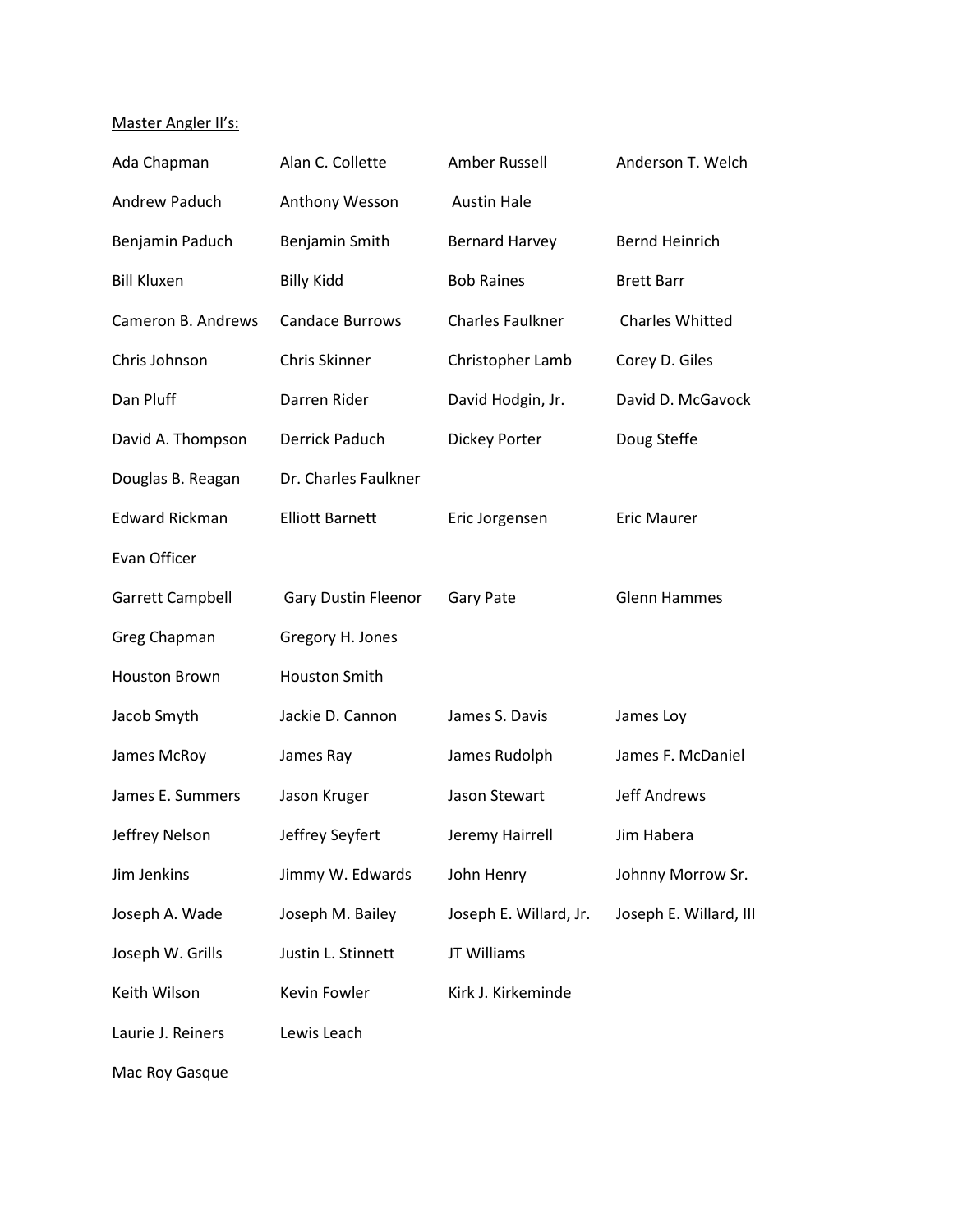Master Angler II's:

| | | | |
|---|---|---|---|
| Ada Chapman | Alan C. Collette | Amber Russell | Anderson T. Welch |
| Andrew Paduch | Anthony Wesson | Austin Hale | |
| Benjamin Paduch | Benjamin Smith | Bernard Harvey | Bernd Heinrich |
| Bill Kluxen | Billy Kidd | Bob Raines | Brett Barr |
| Cameron B. Andrews | Candace Burrows | Charles Faulkner | Charles Whitted |
| Chris Johnson | Chris Skinner | Christopher Lamb | Corey D. Giles |
| Dan Pluff | Darren Rider | David Hodgin, Jr. | David D. McGavock |
| David A. Thompson | Derrick Paduch | Dickey Porter | Doug Steffe |
| Douglas B. Reagan | Dr. Charles Faulkner | | |
| Edward Rickman | Elliott Barnett | Eric Jorgensen | Eric Maurer |
| Evan Officer | | | |
| Garrett Campbell | Gary Dustin Fleenor | Gary Pate | Glenn Hammes |
| Greg Chapman | Gregory H. Jones | | |
| Houston Brown | Houston Smith | | |
| Jacob Smyth | Jackie D. Cannon | James S. Davis | James Loy |
| James McRoy | James Ray | James Rudolph | James F. McDaniel |
| James E. Summers | Jason Kruger | Jason Stewart | Jeff Andrews |
| Jeffrey Nelson | Jeffrey Seyfert | Jeremy Hairrell | Jim Habera |
| Jim Jenkins | Jimmy W. Edwards | John Henry | Johnny Morrow Sr. |
| Joseph A. Wade | Joseph M. Bailey | Joseph E. Willard, Jr. | Joseph E. Willard, III |
| Joseph W. Grills | Justin L. Stinnett | JT Williams | |
| Keith Wilson | Kevin Fowler | Kirk J. Kirkeminde | |
| Laurie J. Reiners | Lewis Leach | | |
| Mac Roy Gasque | | | |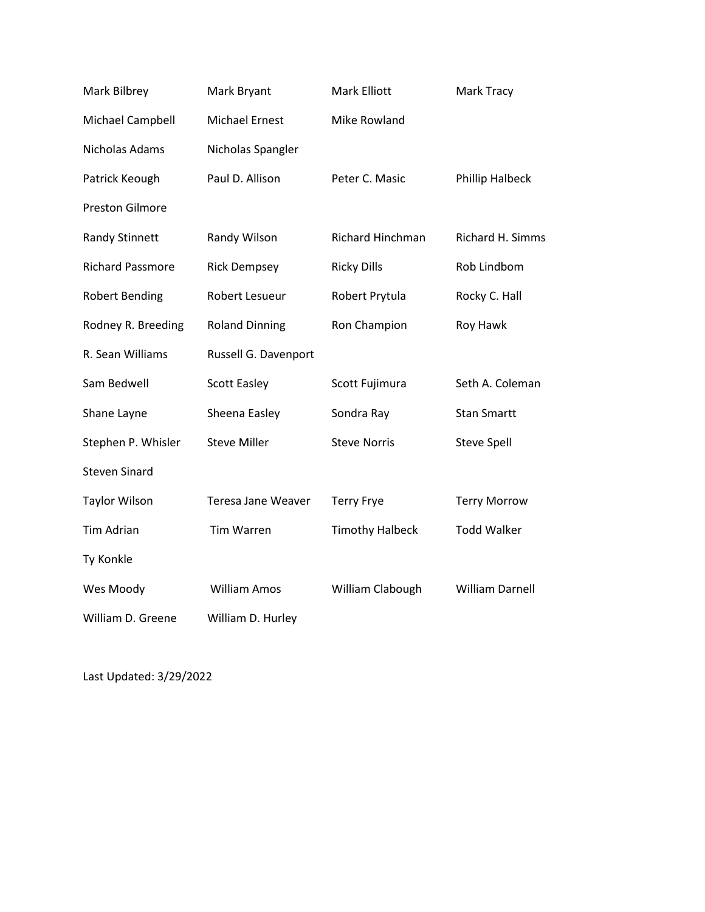| | | | |
|---|---|---|---|
| Mark Bilbrey | Mark Bryant | Mark Elliott | Mark Tracy |
| Michael Campbell | Michael Ernest | Mike Rowland | |
| Nicholas Adams | Nicholas Spangler | | |
| Patrick Keough | Paul D. Allison | Peter C. Masic | Phillip Halbeck |
| Preston Gilmore | | | |
| Randy Stinnett | Randy Wilson | Richard Hinchman | Richard H. Simms |
| Richard Passmore | Rick Dempsey | Ricky Dills | Rob Lindbom |
| Robert Bending | Robert Lesueur | Robert Prytula | Rocky C. Hall |
| Rodney R. Breeding | Roland Dinning | Ron Champion | Roy Hawk |
| R. Sean Williams | Russell G. Davenport | | |
| Sam Bedwell | Scott Easley | Scott Fujimura | Seth A. Coleman |
| Shane Layne | Sheena Easley | Sondra Ray | Stan Smartt |
| Stephen P. Whisler | Steve Miller | Steve Norris | Steve Spell |
| Steven Sinard | | | |
| Taylor Wilson | Teresa Jane Weaver | Terry Frye | Terry Morrow |
| Tim Adrian | Tim Warren | Timothy Halbeck | Todd Walker |
| Ty Konkle | | | |
| Wes Moody | William Amos | William Clabough | William Darnell |
| William D. Greene | William D. Hurley | | |

Last Updated: 3/29/2022